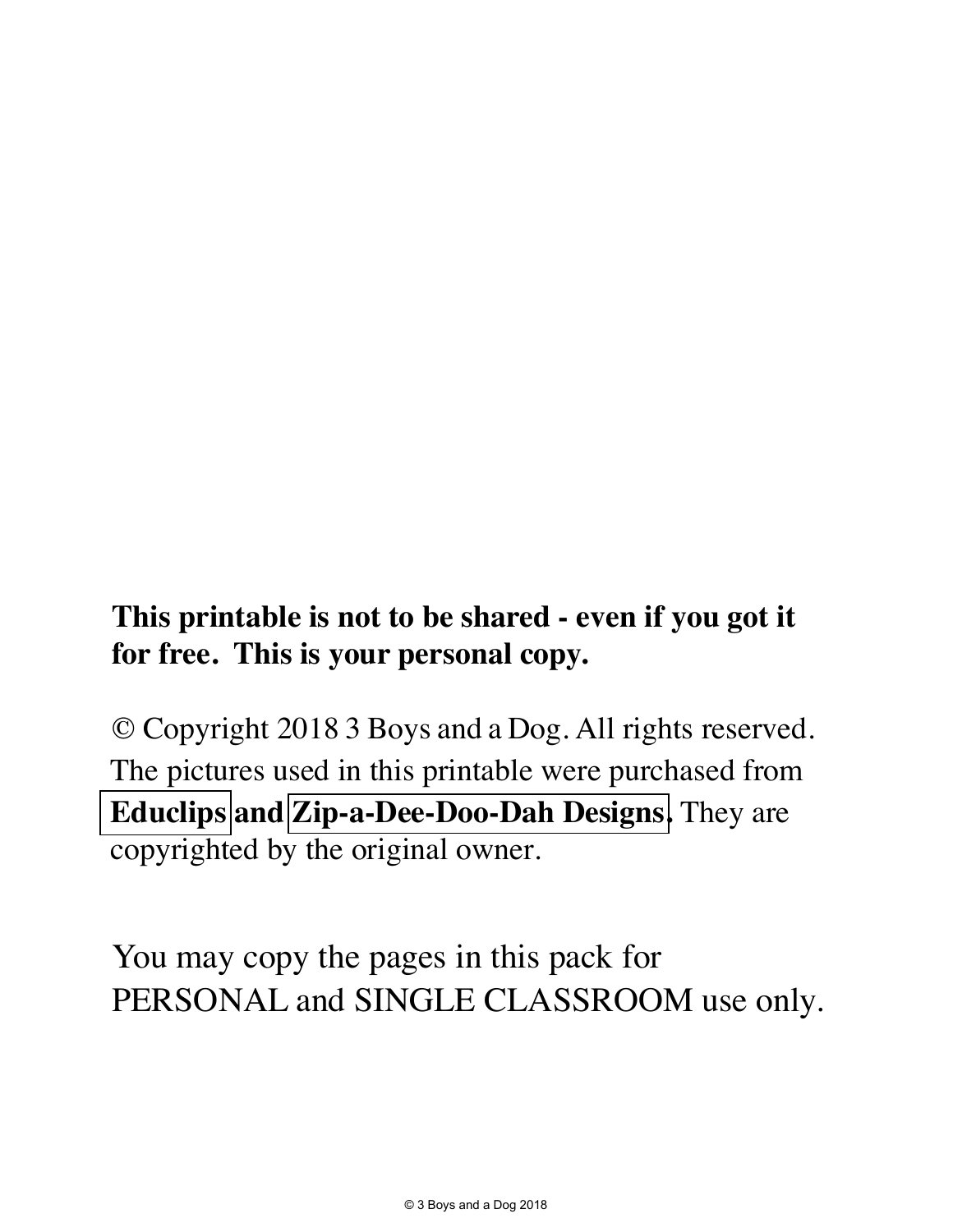**This printable is not to be shared - even if you got it for free. This is your personal copy.**

© Copyright 2018 3 Boys and a Dog. All rights reserved. The pictures used in this printable were purchased from **Educlips and Zip-a-Dee-Doo-Dah Designs**. They are copyrighted by the original owner.

You may copy the pages in this pack for PERSONAL and SINGLE CLASSROOM use only.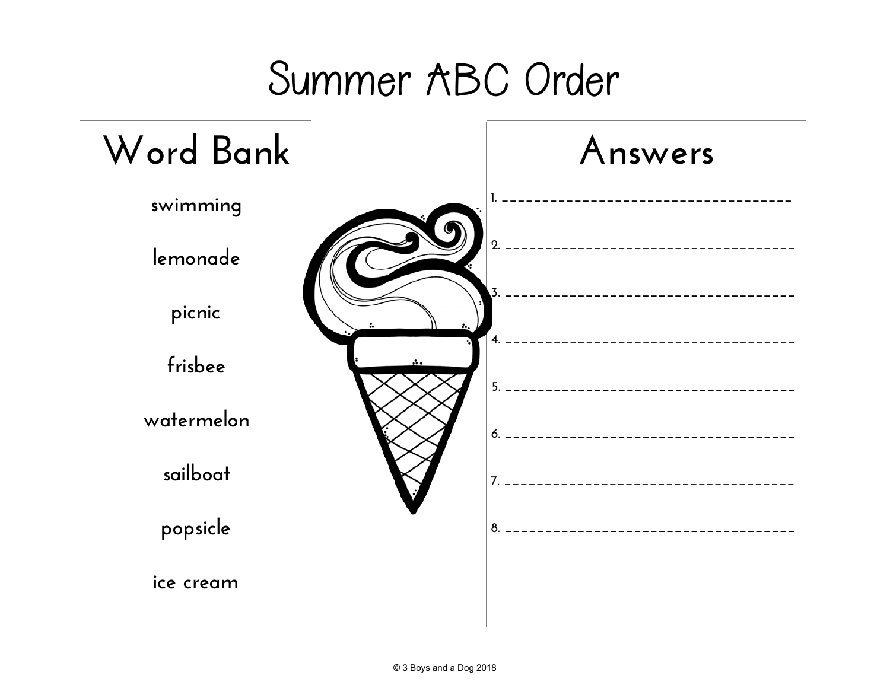# Summer ABC Order

## Word Bank

swimming

lemonade

picnic

frisbee

watermelon

sailboat

popsicle

ice cream

## Answers

1. ___________________________________

2. ___________________________________

3. ___________________________________

4. ___________________________________

5. ___________________________________

6. ___________________________________

7. ___________________________________

8. ___________________________________

© 3 Boys and a Dog 2018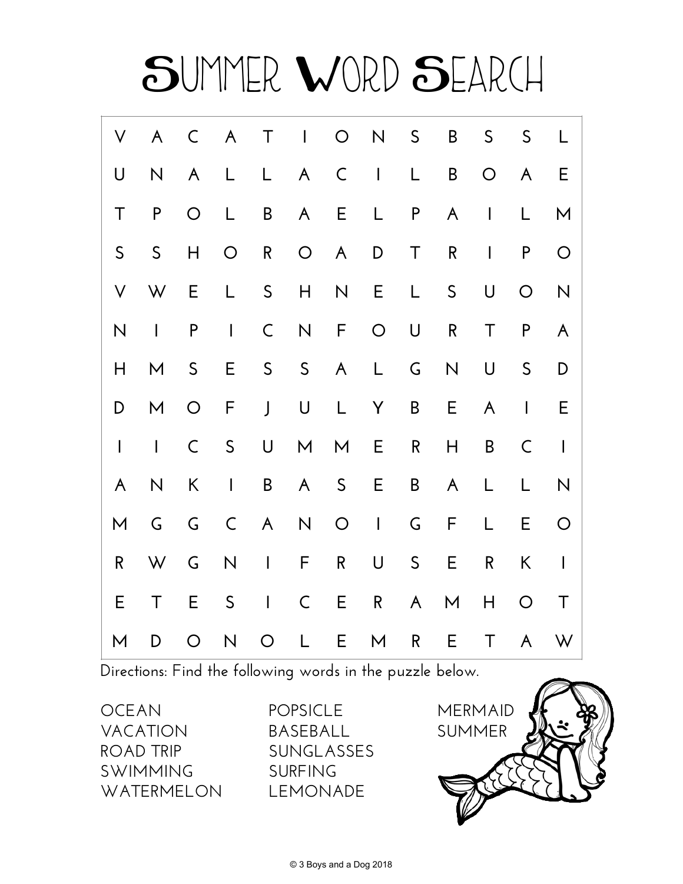# Summer Word Search

| | | | | | | | | | | | | |
|---|---|---|---|---|---|---|---|---|---|---|---|---|
| V | A | C | A | T | I | O | N | S | B | S | S | L |
| U | N | A | L | L | A | C | I | L | B | O | A | E |
| T | P | O | L | B | A | E | L | P | A | I | L | M |
| S | S | H | O | R | O | A | D | T | R | I | P | O |
| V | W | E | L | S | H | N | E | L | S | U | O | N |
| N | I | P | I | C | N | F | O | U | R | T | P | A |
| H | M | S | E | S | S | A | L | G | N | U | S | D |
| D | M | O | F | J | U | L | Y | B | E | A | I | E |
| I | I | C | S | U | M | M | E | R | H | B | C | I |
| A | N | K | I | B | A | S | E | B | A | L | L | N |
| M | G | G | C | A | N | O | I | G | F | L | E | O |
| R | W | G | N | I | F | R | U | S | E | R | K | I |
| E | T | E | S | I | C | E | R | A | M | H | O | T |
| M | D | O | N | O | L | E | M | R | E | T | A | W |

Directions: Find the following words in the puzzle below.

OCEAN
VACATION
ROAD TRIP
SWIMMING
WATERMELON
POPSICLE
BASEBALL
SUNGLASSES
SURFING
LEMONADE
MERMAID
SUMMER

© 3 Boys and a Dog 2018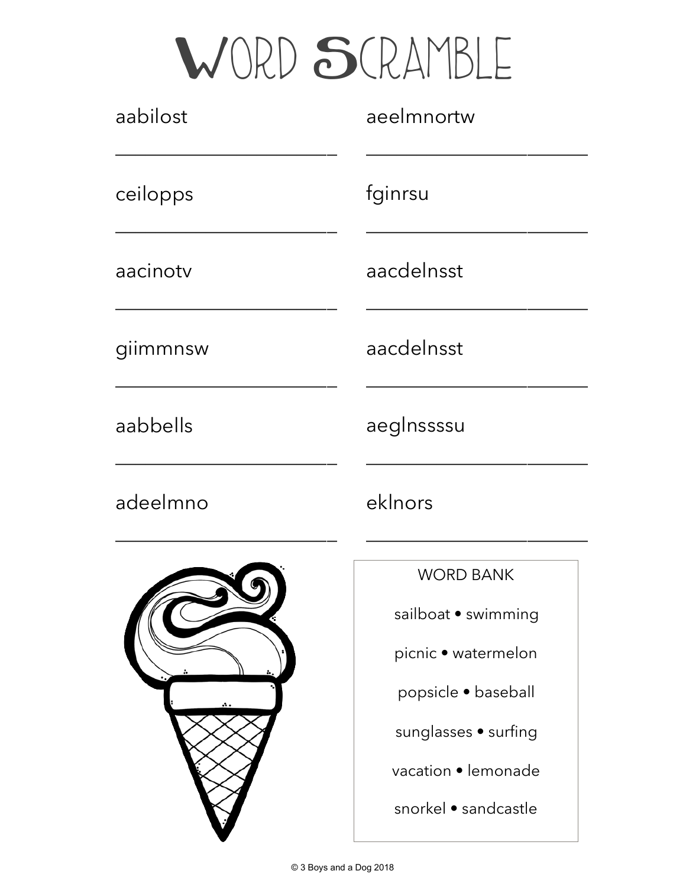# Word Scramble

aabilost

\_\_\_\_\_\_\_\_\_\_\_\_\_\_\_\_\_\_\_\_\_\_\_\_

ceilopps

\_\_\_\_\_\_\_\_\_\_\_\_\_\_\_\_\_\_\_\_\_\_\_\_

aacinotv

\_\_\_\_\_\_\_\_\_\_\_\_\_\_\_\_\_\_\_\_\_\_\_\_

giimmnsw

\_\_\_\_\_\_\_\_\_\_\_\_\_\_\_\_\_\_\_\_\_\_\_\_

aabbells

\_\_\_\_\_\_\_\_\_\_\_\_\_\_\_\_\_\_\_\_\_\_\_\_

adeelmno

\_\_\_\_\_\_\_\_\_\_\_\_\_\_\_\_\_\_\_\_\_\_\_\_

aeelmnortw

\_\_\_\_\_\_\_\_\_\_\_\_\_\_\_\_\_\_\_\_\_\_\_\_

fginrsu

\_\_\_\_\_\_\_\_\_\_\_\_\_\_\_\_\_\_\_\_\_\_\_\_

aacdelnsst

\_\_\_\_\_\_\_\_\_\_\_\_\_\_\_\_\_\_\_\_\_\_\_\_

aacdelnsst

\_\_\_\_\_\_\_\_\_\_\_\_\_\_\_\_\_\_\_\_\_\_\_\_

aeglnssssu

\_\_\_\_\_\_\_\_\_\_\_\_\_\_\_\_\_\_\_\_\_\_\_\_

eklnors

\_\_\_\_\_\_\_\_\_\_\_\_\_\_\_\_\_\_\_\_\_\_\_\_

WORD BANK

sailboat • swimming

picnic • watermelon

popsicle • baseball

sunglasses • surfing

vacation • lemonade

snorkel • sandcastle

© 3 Boys and a Dog 2018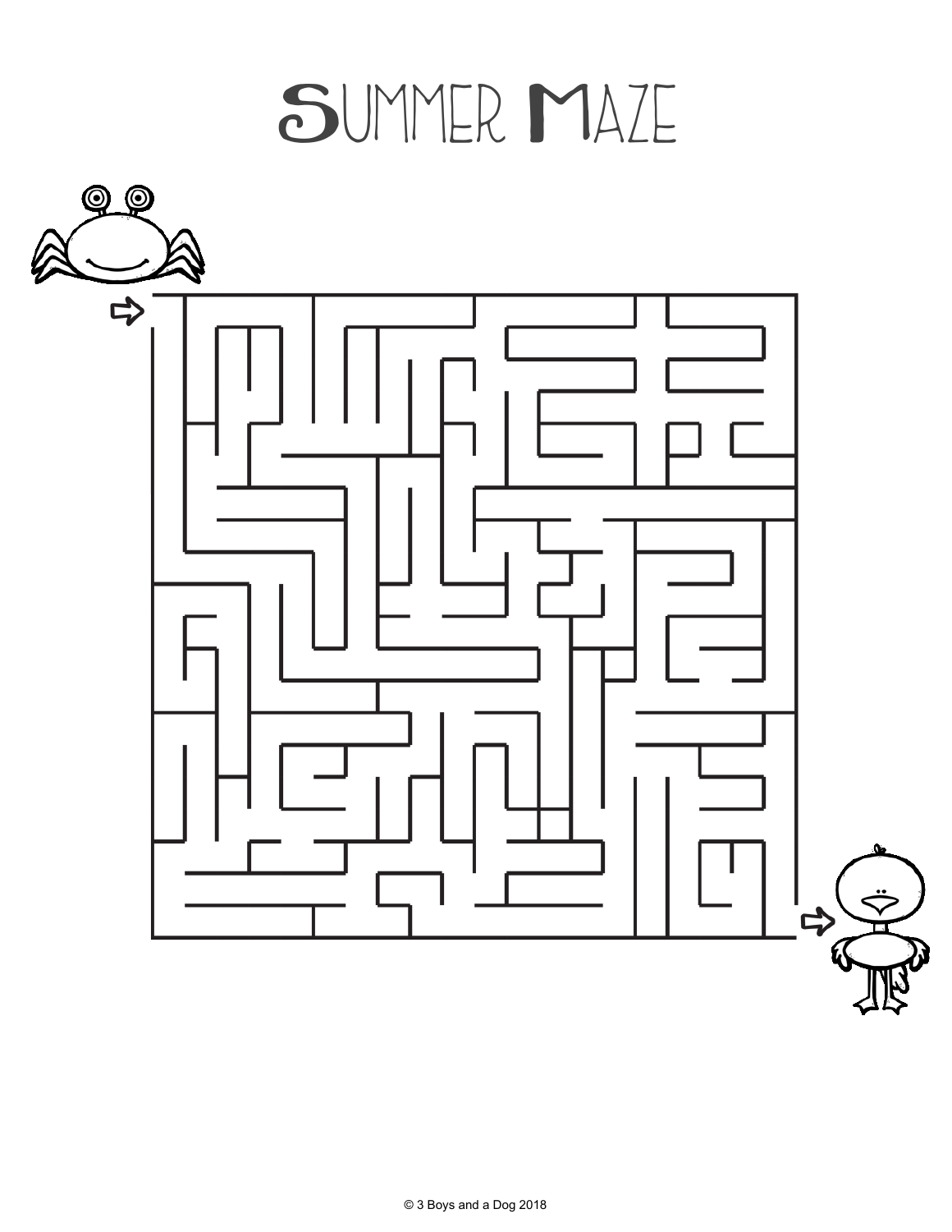# Summer Maze

© 3 Boys and a Dog 2018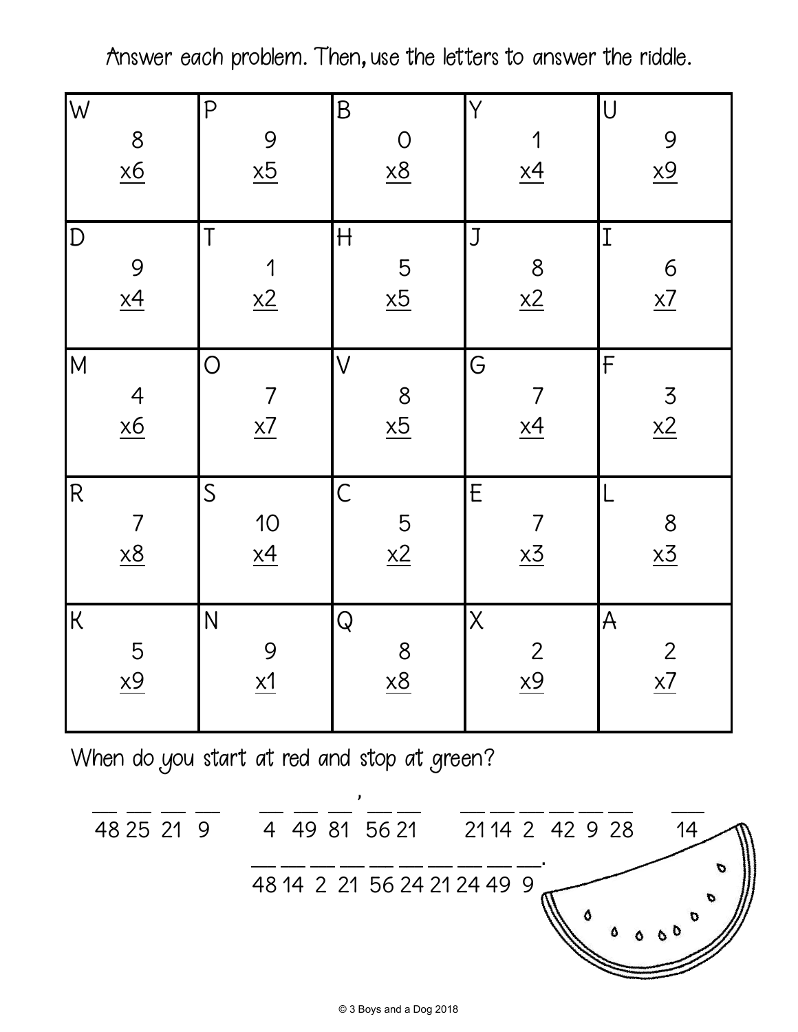Answer each problem. Then, use the letters to answer the riddle.

| W | P | B | Y | U |
|---|---|---|---|---|
| $8 \times 6$ | $9 \times 5$ | $0 \times 8$ | $1 \times 4$ | $9 \times 9$ |

| D | T | H | J | I |
|---|---|---|---|---|
| $9 \times 4$ | $1 \times 2$ | $5 \times 5$ | $8 \times 2$ | $6 \times 7$ |

| M | O | V | G | F |
|---|---|---|---|---|
| $4 \times 6$ | $7 \times 7$ | $8 \times 5$ | $7 \times 4$ | $3 \times 2$ |

| R | S | C | E | L |
|---|---|---|---|---|
| $7 \times 8$ | $10 \times 4$ | $5 \times 2$ | $7 \times 3$ | $8 \times 3$ |

| K | N | Q | X | A |
|---|---|---|---|---|
| $5 \times 9$ | $9 \times 1$ | $8 \times 8$ | $2 \times 9$ | $2 \times 7$ |

When do you start at red and stop at green?

\_\_ \_\_ \_\_ \_\_ &nbsp;&nbsp; \_\_ \_\_ \_\_ ' \_\_ \_\_ &nbsp;&nbsp; \_\_ \_\_ \_\_ \_\_ \_\_ \_\_ &nbsp;&nbsp; \_\_

48 25 21 9 &nbsp;&nbsp; 4 49 81 56 21 &nbsp;&nbsp; 21 14 2 42 9 28 &nbsp;&nbsp; 14

\_\_ \_\_ \_\_ \_\_ \_\_ \_\_ \_\_ \_\_ \_\_ \_\_.

48 14 2 21 56 24 21 24 49 9

© 3 Boys and a Dog 2018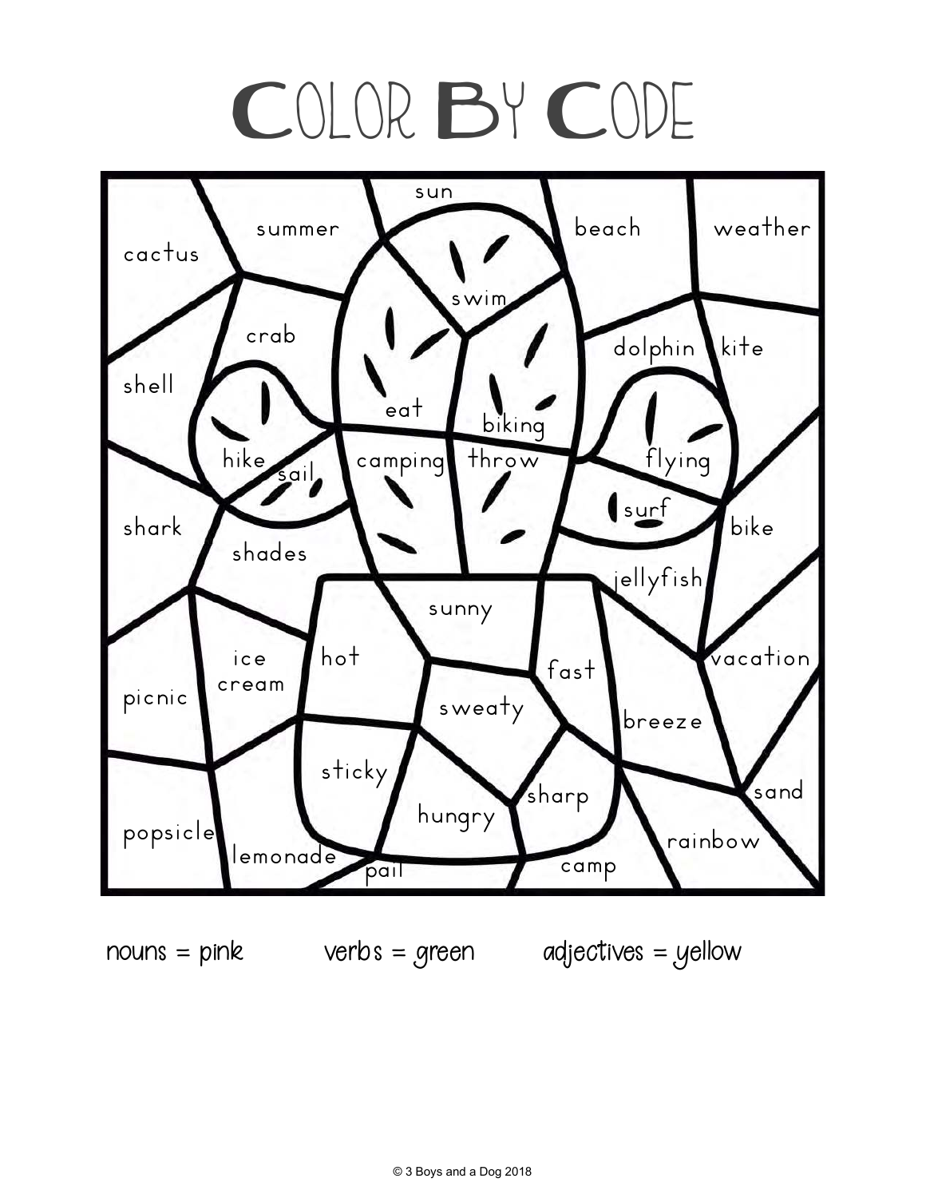# Color By Code

cactus summer sun beach weather

swim

crab dolphin kite

shell eat biking

hike sail camping throw flying

surf

shark shades bike

jellyfish

sunny

ice cream hot fast vacation

picnic sweaty

breeze

sticky sand

sharp

hungry

popsicle lemonade rainbow

pail camp

nouns = pink verbs = green adjectives = yellow

© 3 Boys and a Dog 2018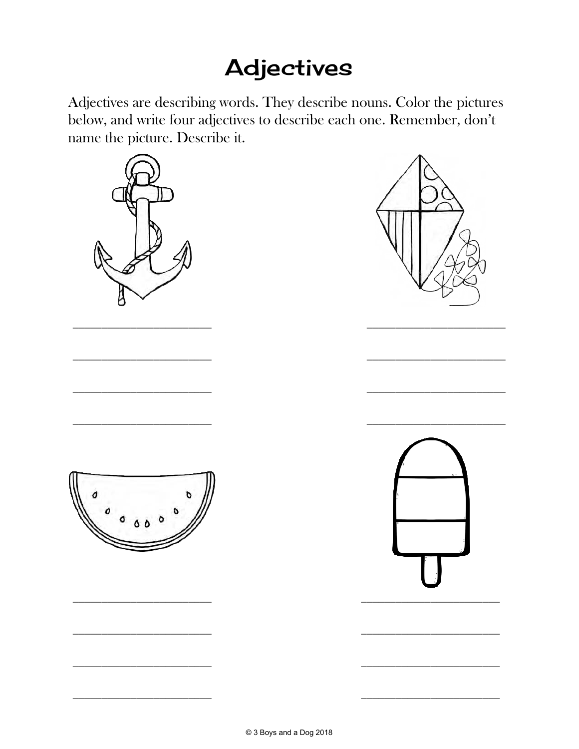# Adjectives

Adjectives are describing words. They describe nouns. Color the pictures below, and write four adjectives to describe each one. Remember, don't name the picture. Describe it.

\_\_\_\_\_\_\_\_\_\_\_\_\_\_\_\_\_\_\_\_\_\_\_\_ \_\_\_\_\_\_\_\_\_\_\_\_\_\_\_\_\_\_\_\_\_\_\_\_

\_\_\_\_\_\_\_\_\_\_\_\_\_\_\_\_\_\_\_\_\_\_\_\_ \_\_\_\_\_\_\_\_\_\_\_\_\_\_\_\_\_\_\_\_\_\_\_\_

\_\_\_\_\_\_\_\_\_\_\_\_\_\_\_\_\_\_\_\_\_\_\_\_ \_\_\_\_\_\_\_\_\_\_\_\_\_\_\_\_\_\_\_\_\_\_\_\_

\_\_\_\_\_\_\_\_\_\_\_\_\_\_\_\_\_\_\_\_\_\_\_\_ \_\_\_\_\_\_\_\_\_\_\_\_\_\_\_\_\_\_\_\_\_\_\_\_

\_\_\_\_\_\_\_\_\_\_\_\_\_\_\_\_\_\_\_\_\_\_\_\_ \_\_\_\_\_\_\_\_\_\_\_\_\_\_\_\_\_\_\_\_\_\_\_\_

\_\_\_\_\_\_\_\_\_\_\_\_\_\_\_\_\_\_\_\_\_\_\_\_ \_\_\_\_\_\_\_\_\_\_\_\_\_\_\_\_\_\_\_\_\_\_\_\_

\_\_\_\_\_\_\_\_\_\_\_\_\_\_\_\_\_\_\_\_\_\_\_\_ \_\_\_\_\_\_\_\_\_\_\_\_\_\_\_\_\_\_\_\_\_\_\_\_

\_\_\_\_\_\_\_\_\_\_\_\_\_\_\_\_\_\_\_\_\_\_\_\_ \_\_\_\_\_\_\_\_\_\_\_\_\_\_\_\_\_\_\_\_\_\_\_\_

© 3 Boys and a Dog 2018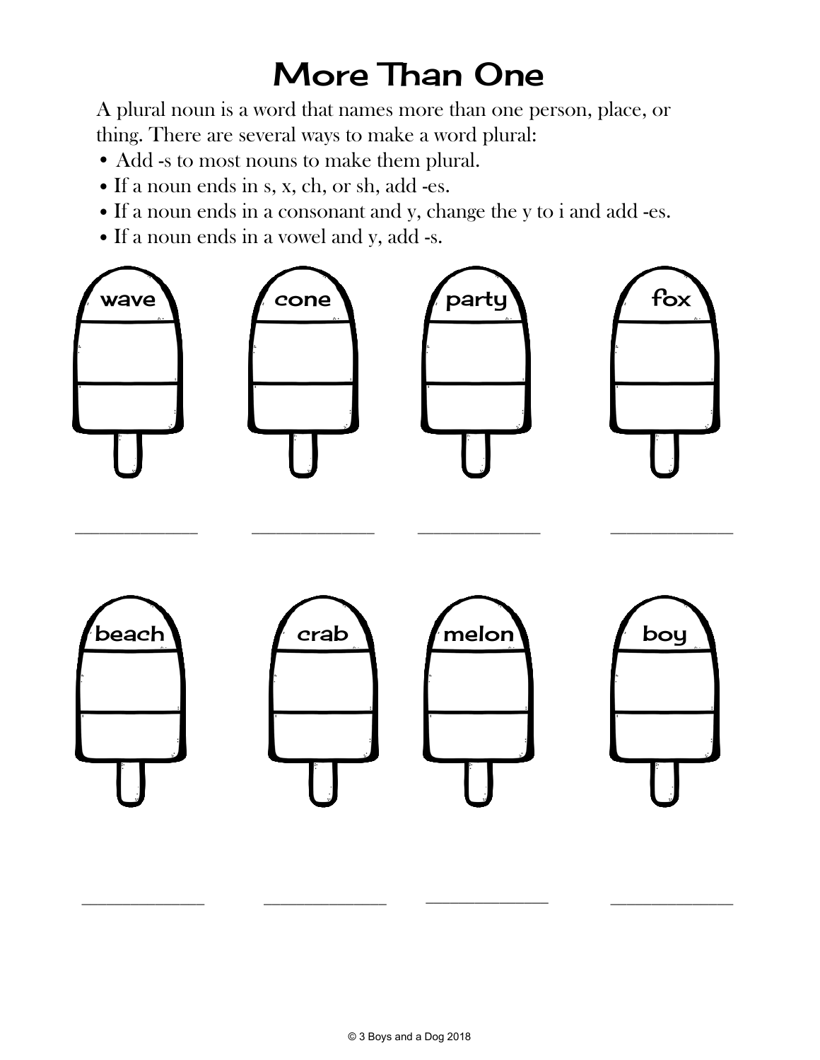# More Than One

A plural noun is a word that names more than one person, place, or thing. There are several ways to make a word plural:

- Add -s to most nouns to make them plural.
- If a noun ends in s, x, ch, or sh, add -es.
- If a noun ends in a consonant and y, change the y to i and add -es.
- If a noun ends in a vowel and y, add -s.

wave

_______________

cone

_______________

party

_______________

fox

_______________

beach

_______________

crab

_______________

melon

_______________

boy

_______________

© 3 Boys and a Dog 2018